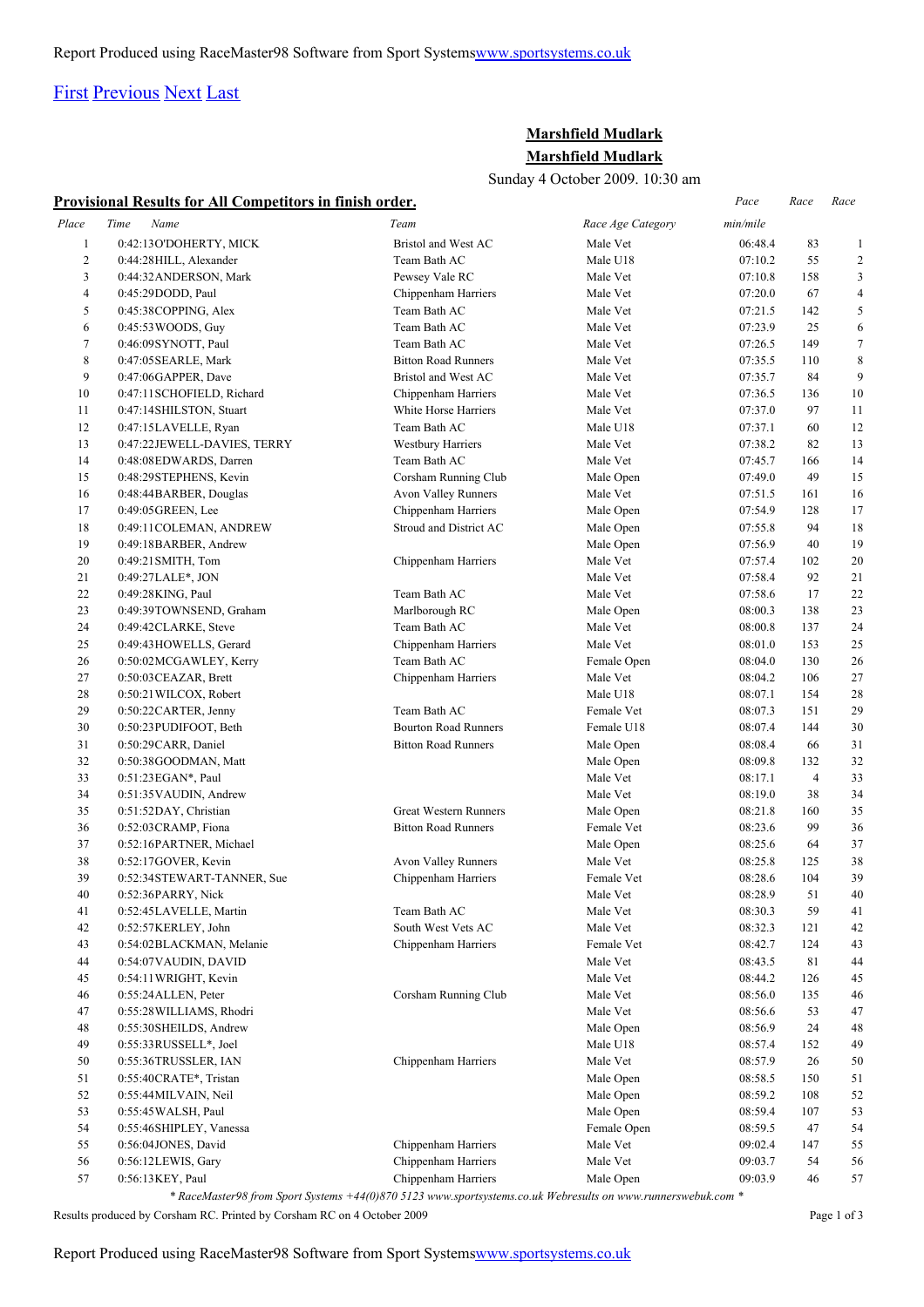First Previous Next Last

## Marshfield Mudlark

## Marshfield Mudlark

Sunday 4 October 2009. 10:30 am

**Provisional Results for All Competitors in finish order.**

| Place | Time | Name | Team | Race Age Category | Pace min/mile | Race | Race |
|---|---|---|---|---|---|---|---|
| 1 | 0:42:13 | O'DOHERTY, MICK | Bristol and West AC | Male Vet | 06:48.4 | 83 | 1 |
| 2 | 0:44:28 | HILL, Alexander | Team Bath AC | Male U18 | 07:10.2 | 55 | 2 |
| 3 | 0:44:32 | ANDERSON, Mark | Pewsey Vale RC | Male Vet | 07:10.8 | 158 | 3 |
| 4 | 0:45:29 | DODD, Paul | Chippenham Harriers | Male Vet | 07:20.0 | 67 | 4 |
| 5 | 0:45:38 | COPPING, Alex | Team Bath AC | Male Vet | 07:21.5 | 142 | 5 |
| 6 | 0:45:53 | WOODS, Guy | Team Bath AC | Male Vet | 07:23.9 | 25 | 6 |
| 7 | 0:46:09 | SYNOTT, Paul | Team Bath AC | Male Vet | 07:26.5 | 149 | 7 |
| 8 | 0:47:05 | SEARLE, Mark | Bitton Road Runners | Male Vet | 07:35.5 | 110 | 8 |
| 9 | 0:47:06 | GAPPER, Dave | Bristol and West AC | Male Vet | 07:35.7 | 84 | 9 |
| 10 | 0:47:11 | SCHOFIELD, Richard | Chippenham Harriers | Male Vet | 07:36.5 | 136 | 10 |
| 11 | 0:47:14 | SHILSTON, Stuart | White Horse Harriers | Male Vet | 07:37.0 | 97 | 11 |
| 12 | 0:47:15 | LAVELLE, Ryan | Team Bath AC | Male U18 | 07:37.1 | 60 | 12 |
| 13 | 0:47:22 | JEWELL-DAVIES, TERRY | Westbury Harriers | Male Vet | 07:38.2 | 82 | 13 |
| 14 | 0:48:08 | EDWARDS, Darren | Team Bath AC | Male Vet | 07:45.7 | 166 | 14 |
| 15 | 0:48:29 | STEPHENS, Kevin | Corsham Running Club | Male Open | 07:49.0 | 49 | 15 |
| 16 | 0:48:44 | BARBER, Douglas | Avon Valley Runners | Male Vet | 07:51.5 | 161 | 16 |
| 17 | 0:49:05 | GREEN, Lee | Chippenham Harriers | Male Open | 07:54.9 | 128 | 17 |
| 18 | 0:49:11 | COLEMAN, ANDREW | Stroud and District AC | Male Open | 07:55.8 | 94 | 18 |
| 19 | 0:49:18 | BARBER, Andrew | | Male Open | 07:56.9 | 40 | 19 |
| 20 | 0:49:21 | SMITH, Tom | Chippenham Harriers | Male Vet | 07:57.4 | 102 | 20 |
| 21 | 0:49:27 | LALE*, JON | | Male Vet | 07:58.4 | 92 | 21 |
| 22 | 0:49:28 | KING, Paul | Team Bath AC | Male Vet | 07:58.6 | 17 | 22 |
| 23 | 0:49:39 | TOWNSEND, Graham | Marlborough RC | Male Open | 08:00.3 | 138 | 23 |
| 24 | 0:49:42 | CLARKE, Steve | Team Bath AC | Male Vet | 08:00.8 | 137 | 24 |
| 25 | 0:49:43 | HOWELLS, Gerard | Chippenham Harriers | Male Vet | 08:01.0 | 153 | 25 |
| 26 | 0:50:02 | MCGAWLEY, Kerry | Team Bath AC | Female Open | 08:04.0 | 130 | 26 |
| 27 | 0:50:03 | CEAZAR, Brett | Chippenham Harriers | Male Vet | 08:04.2 | 106 | 27 |
| 28 | 0:50:21 | WILCOX, Robert | | Male U18 | 08:07.1 | 154 | 28 |
| 29 | 0:50:22 | CARTER, Jenny | Team Bath AC | Female Vet | 08:07.3 | 151 | 29 |
| 30 | 0:50:23 | PUDIFOOT, Beth | Bourton Road Runners | Female U18 | 08:07.4 | 144 | 30 |
| 31 | 0:50:29 | CARR, Daniel | Bitton Road Runners | Male Open | 08:08.4 | 66 | 31 |
| 32 | 0:50:38 | GOODMAN, Matt | | Male Open | 08:09.8 | 132 | 32 |
| 33 | 0:51:23 | EGAN*, Paul | | Male Vet | 08:17.1 | 4 | 33 |
| 34 | 0:51:35 | VAUDIN, Andrew | | Male Vet | 08:19.0 | 38 | 34 |
| 35 | 0:51:52 | DAY, Christian | Great Western Runners | Male Open | 08:21.8 | 160 | 35 |
| 36 | 0:52:03 | CRAMP, Fiona | Bitton Road Runners | Female Vet | 08:23.6 | 99 | 36 |
| 37 | 0:52:16 | PARTNER, Michael | | Male Open | 08:25.6 | 64 | 37 |
| 38 | 0:52:17 | GOVER, Kevin | Avon Valley Runners | Male Vet | 08:25.8 | 125 | 38 |
| 39 | 0:52:34 | STEWART-TANNER, Sue | Chippenham Harriers | Female Vet | 08:28.6 | 104 | 39 |
| 40 | 0:52:36 | PARRY, Nick | | Male Vet | 08:28.9 | 51 | 40 |
| 41 | 0:52:45 | LAVELLE, Martin | Team Bath AC | Male Vet | 08:30.3 | 59 | 41 |
| 42 | 0:52:57 | KERLEY, John | South West Vets AC | Male Vet | 08:32.3 | 121 | 42 |
| 43 | 0:54:02 | BLACKMAN, Melanie | Chippenham Harriers | Female Vet | 08:42.7 | 124 | 43 |
| 44 | 0:54:07 | VAUDIN, DAVID | | Male Vet | 08:43.5 | 81 | 44 |
| 45 | 0:54:11 | WRIGHT, Kevin | | Male Vet | 08:44.2 | 126 | 45 |
| 46 | 0:55:24 | ALLEN, Peter | Corsham Running Club | Male Vet | 08:56.0 | 135 | 46 |
| 47 | 0:55:28 | WILLIAMS, Rhodri | | Male Vet | 08:56.6 | 53 | 47 |
| 48 | 0:55:30 | SHEILDS, Andrew | | Male Open | 08:56.9 | 24 | 48 |
| 49 | 0:55:33 | RUSSELL*, Joel | | Male U18 | 08:57.4 | 152 | 49 |
| 50 | 0:55:36 | TRUSSLER, IAN | Chippenham Harriers | Male Vet | 08:57.9 | 26 | 50 |
| 51 | 0:55:40 | CRATE*, Tristan | | Male Open | 08:58.5 | 150 | 51 |
| 52 | 0:55:44 | MILVAIN, Neil | | Male Open | 08:59.2 | 108 | 52 |
| 53 | 0:55:45 | WALSH, Paul | | Male Open | 08:59.4 | 107 | 53 |
| 54 | 0:55:46 | SHIPLEY, Vanessa | | Female Open | 08:59.5 | 47 | 54 |
| 55 | 0:56:04 | JONES, David | Chippenham Harriers | Male Vet | 09:02.4 | 147 | 55 |
| 56 | 0:56:12 | LEWIS, Gary | Chippenham Harriers | Male Vet | 09:03.7 | 54 | 56 |
| 57 | 0:56:13 | KEY, Paul | Chippenham Harriers | Male Open | 09:03.9 | 46 | 57 |

*\* RaceMaster98 from Sport Systems +44(0)870 5123 www.sportsystems.co.uk Webresults on www.runnerswebuk.com \**

Results produced by Corsham RC. Printed by Corsham RC on 4 October 2009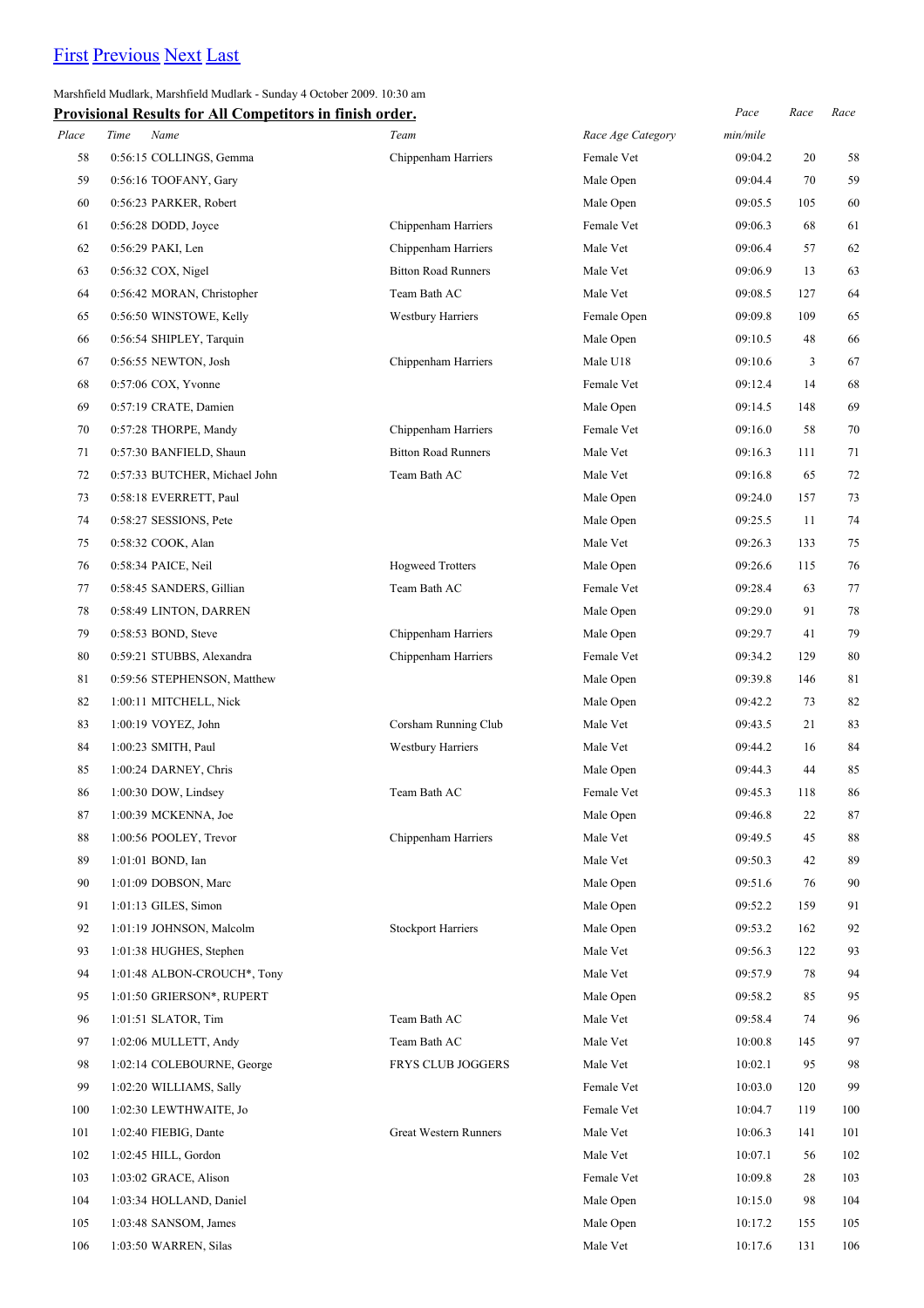[First](#) [Previous](#) [Next](#) [Last](#)

Marshfield Mudlark, Marshfield Mudlark - Sunday 4 October 2009. 10:30 am

**Provisional Results for All Competitors in finish order.**

| Place | Time | Name | Team | Race Age Category | Pace min/mile | Race | Race |
|---|---|---|---|---|---|---|---|
| 58 | 0:56:15 | COLLINGS, Gemma | Chippenham Harriers | Female Vet | 09:04.2 | 20 | 58 |
| 59 | 0:56:16 | TOOFANY, Gary | | Male Open | 09:04.4 | 70 | 59 |
| 60 | 0:56:23 | PARKER, Robert | | Male Open | 09:05.5 | 105 | 60 |
| 61 | 0:56:28 | DODD, Joyce | Chippenham Harriers | Female Vet | 09:06.3 | 68 | 61 |
| 62 | 0:56:29 | PAKI, Len | Chippenham Harriers | Male Vet | 09:06.4 | 57 | 62 |
| 63 | 0:56:32 | COX, Nigel | Bitton Road Runners | Male Vet | 09:06.9 | 13 | 63 |
| 64 | 0:56:42 | MORAN, Christopher | Team Bath AC | Male Vet | 09:08.5 | 127 | 64 |
| 65 | 0:56:50 | WINSTOWE, Kelly | Westbury Harriers | Female Open | 09:09.8 | 109 | 65 |
| 66 | 0:56:54 | SHIPLEY, Tarquin | | Male Open | 09:10.5 | 48 | 66 |
| 67 | 0:56:55 | NEWTON, Josh | Chippenham Harriers | Male U18 | 09:10.6 | 3 | 67 |
| 68 | 0:57:06 | COX, Yvonne | | Female Vet | 09:12.4 | 14 | 68 |
| 69 | 0:57:19 | CRATE, Damien | | Male Open | 09:14.5 | 148 | 69 |
| 70 | 0:57:28 | THORPE, Mandy | Chippenham Harriers | Female Vet | 09:16.0 | 58 | 70 |
| 71 | 0:57:30 | BANFIELD, Shaun | Bitton Road Runners | Male Vet | 09:16.3 | 111 | 71 |
| 72 | 0:57:33 | BUTCHER, Michael John | Team Bath AC | Male Vet | 09:16.8 | 65 | 72 |
| 73 | 0:58:18 | EVERRETT, Paul | | Male Open | 09:24.0 | 157 | 73 |
| 74 | 0:58:27 | SESSIONS, Pete | | Male Open | 09:25.5 | 11 | 74 |
| 75 | 0:58:32 | COOK, Alan | | Male Vet | 09:26.3 | 133 | 75 |
| 76 | 0:58:34 | PAICE, Neil | Hogweed Trotters | Male Open | 09:26.6 | 115 | 76 |
| 77 | 0:58:45 | SANDERS, Gillian | Team Bath AC | Female Vet | 09:28.4 | 63 | 77 |
| 78 | 0:58:49 | LINTON, DARREN | | Male Open | 09:29.0 | 91 | 78 |
| 79 | 0:58:53 | BOND, Steve | Chippenham Harriers | Male Open | 09:29.7 | 41 | 79 |
| 80 | 0:59:21 | STUBBS, Alexandra | Chippenham Harriers | Female Vet | 09:34.2 | 129 | 80 |
| 81 | 0:59:56 | STEPHENSON, Matthew | | Male Open | 09:39.8 | 146 | 81 |
| 82 | 1:00:11 | MITCHELL, Nick | | Male Open | 09:42.2 | 73 | 82 |
| 83 | 1:00:19 | VOYEZ, John | Corsham Running Club | Male Vet | 09:43.5 | 21 | 83 |
| 84 | 1:00:23 | SMITH, Paul | Westbury Harriers | Male Vet | 09:44.2 | 16 | 84 |
| 85 | 1:00:24 | DARNEY, Chris | | Male Open | 09:44.3 | 44 | 85 |
| 86 | 1:00:30 | DOW, Lindsey | Team Bath AC | Female Vet | 09:45.3 | 118 | 86 |
| 87 | 1:00:39 | MCKENNA, Joe | | Male Open | 09:46.8 | 22 | 87 |
| 88 | 1:00:56 | POOLEY, Trevor | Chippenham Harriers | Male Vet | 09:49.5 | 45 | 88 |
| 89 | 1:01:01 | BOND, Ian | | Male Vet | 09:50.3 | 42 | 89 |
| 90 | 1:01:09 | DOBSON, Marc | | Male Open | 09:51.6 | 76 | 90 |
| 91 | 1:01:13 | GILES, Simon | | Male Open | 09:52.2 | 159 | 91 |
| 92 | 1:01:19 | JOHNSON, Malcolm | Stockport Harriers | Male Open | 09:53.2 | 162 | 92 |
| 93 | 1:01:38 | HUGHES, Stephen | | Male Vet | 09:56.3 | 122 | 93 |
| 94 | 1:01:48 | ALBON-CROUCH*, Tony | | Male Vet | 09:57.9 | 78 | 94 |
| 95 | 1:01:50 | GRIERSON*, RUPERT | | Male Open | 09:58.2 | 85 | 95 |
| 96 | 1:01:51 | SLATOR, Tim | Team Bath AC | Male Vet | 09:58.4 | 74 | 96 |
| 97 | 1:02:06 | MULLETT, Andy | Team Bath AC | Male Vet | 10:00.8 | 145 | 97 |
| 98 | 1:02:14 | COLEBOURNE, George | FRYS CLUB JOGGERS | Male Vet | 10:02.1 | 95 | 98 |
| 99 | 1:02:20 | WILLIAMS, Sally | | Female Vet | 10:03.0 | 120 | 99 |
| 100 | 1:02:30 | LEWTHWAITE, Jo | | Female Vet | 10:04.7 | 119 | 100 |
| 101 | 1:02:40 | FIEBIG, Dante | Great Western Runners | Male Vet | 10:06.3 | 141 | 101 |
| 102 | 1:02:45 | HILL, Gordon | | Male Vet | 10:07.1 | 56 | 102 |
| 103 | 1:03:02 | GRACE, Alison | | Female Vet | 10:09.8 | 28 | 103 |
| 104 | 1:03:34 | HOLLAND, Daniel | | Male Open | 10:15.0 | 98 | 104 |
| 105 | 1:03:48 | SANSOM, James | | Male Open | 10:17.2 | 155 | 105 |
| 106 | 1:03:50 | WARREN, Silas | | Male Vet | 10:17.6 | 131 | 106 |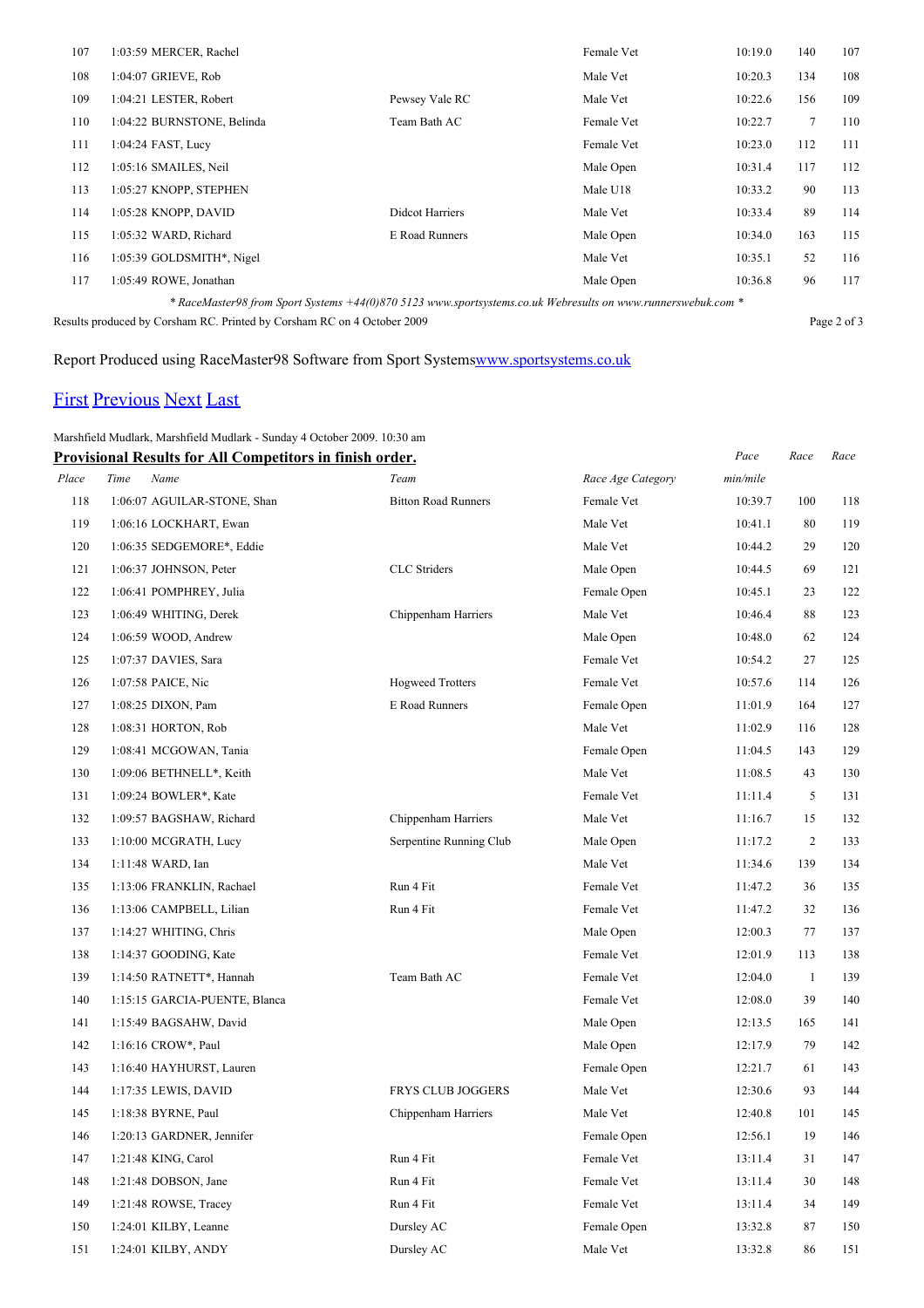| Place | Time | Name | Team | Race Age Category | Pace min/mile | Race | Race |
|---|---|---|---|---|---|---|---|
| 107 | 1:03:59 | MERCER, Rachel | | Female Vet | 10:19.0 | 140 | 107 |
| 108 | 1:04:07 | GRIEVE, Rob | | Male Vet | 10:20.3 | 134 | 108 |
| 109 | 1:04:21 | LESTER, Robert | Pewsey Vale RC | Male Vet | 10:22.6 | 156 | 109 |
| 110 | 1:04:22 | BURNSTONE, Belinda | Team Bath AC | Female Vet | 10:22.7 | 7 | 110 |
| 111 | 1:04:24 | FAST, Lucy | | Female Vet | 10:23.0 | 112 | 111 |
| 112 | 1:05:16 | SMAILES, Neil | | Male Open | 10:31.4 | 117 | 112 |
| 113 | 1:05:27 | KNOPP, STEPHEN | | Male U18 | 10:33.2 | 90 | 113 |
| 114 | 1:05:28 | KNOPP, DAVID | Didcot Harriers | Male Vet | 10:33.4 | 89 | 114 |
| 115 | 1:05:32 | WARD, Richard | E Road Runners | Male Open | 10:34.0 | 163 | 115 |
| 116 | 1:05:39 | GOLDSMITH*, Nigel | | Male Vet | 10:35.1 | 52 | 116 |
| 117 | 1:05:49 | ROWE, Jonathan | | Male Open | 10:36.8 | 96 | 117 |

*\* RaceMaster98 from Sport Systems +44(0)870 5123 www.sportsystems.co.uk Webresults on www.runnerswebuk.com \**

Results produced by Corsham RC. Printed by Corsham RC on 4 October 2009

Report Produced using RaceMaster98 Software from Sport Systems[www.sportsystems.co.uk](www.sportsystems.co.uk)

[First](#) [Previous](#) [Next](#) [Last](#)

Marshfield Mudlark, Marshfield Mudlark - Sunday 4 October 2009. 10:30 am

**Provisional Results for All Competitors in finish order.**

| Place | Time | Name | Team | Race Age Category | Pace min/mile | Race | Race |
|---|---|---|---|---|---|---|---|
| 118 | 1:06:07 | AGUILAR-STONE, Shan | Bitton Road Runners | Female Vet | 10:39.7 | 100 | 118 |
| 119 | 1:06:16 | LOCKHART, Ewan | | Male Vet | 10:41.1 | 80 | 119 |
| 120 | 1:06:35 | SEDGEMORE*, Eddie | | Male Vet | 10:44.2 | 29 | 120 |
| 121 | 1:06:37 | JOHNSON, Peter | CLC Striders | Male Open | 10:44.5 | 69 | 121 |
| 122 | 1:06:41 | POMPHREY, Julia | | Female Open | 10:45.1 | 23 | 122 |
| 123 | 1:06:49 | WHITING, Derek | Chippenham Harriers | Male Vet | 10:46.4 | 88 | 123 |
| 124 | 1:06:59 | WOOD, Andrew | | Male Open | 10:48.0 | 62 | 124 |
| 125 | 1:07:37 | DAVIES, Sara | | Female Vet | 10:54.2 | 27 | 125 |
| 126 | 1:07:58 | PAICE, Nic | Hogweed Trotters | Female Vet | 10:57.6 | 114 | 126 |
| 127 | 1:08:25 | DIXON, Pam | E Road Runners | Female Open | 11:01.9 | 164 | 127 |
| 128 | 1:08:31 | HORTON, Rob | | Male Vet | 11:02.9 | 116 | 128 |
| 129 | 1:08:41 | MCGOWAN, Tania | | Female Open | 11:04.5 | 143 | 129 |
| 130 | 1:09:06 | BETHNELL*, Keith | | Male Vet | 11:08.5 | 43 | 130 |
| 131 | 1:09:24 | BOWLER*, Kate | | Female Vet | 11:11.4 | 5 | 131 |
| 132 | 1:09:57 | BAGSHAW, Richard | Chippenham Harriers | Male Vet | 11:16.7 | 15 | 132 |
| 133 | 1:10:00 | MCGRATH, Lucy | Serpentine Running Club | Male Open | 11:17.2 | 2 | 133 |
| 134 | 1:11:48 | WARD, Ian | | Male Vet | 11:34.6 | 139 | 134 |
| 135 | 1:13:06 | FRANKLIN, Rachael | Run 4 Fit | Female Vet | 11:47.2 | 36 | 135 |
| 136 | 1:13:06 | CAMPBELL, Lilian | Run 4 Fit | Female Vet | 11:47.2 | 32 | 136 |
| 137 | 1:14:27 | WHITING, Chris | | Male Open | 12:00.3 | 77 | 137 |
| 138 | 1:14:37 | GOODING, Kate | | Female Vet | 12:01.9 | 113 | 138 |
| 139 | 1:14:50 | RATNETT*, Hannah | Team Bath AC | Female Vet | 12:04.0 | 1 | 139 |
| 140 | 1:15:15 | GARCIA-PUENTE, Blanca | | Female Vet | 12:08.0 | 39 | 140 |
| 141 | 1:15:49 | BAGSAHW, David | | Male Open | 12:13.5 | 165 | 141 |
| 142 | 1:16:16 | CROW*, Paul | | Male Open | 12:17.9 | 79 | 142 |
| 143 | 1:16:40 | HAYHURST, Lauren | | Female Open | 12:21.7 | 61 | 143 |
| 144 | 1:17:35 | LEWIS, DAVID | FRYS CLUB JOGGERS | Male Vet | 12:30.6 | 93 | 144 |
| 145 | 1:18:38 | BYRNE, Paul | Chippenham Harriers | Male Vet | 12:40.8 | 101 | 145 |
| 146 | 1:20:13 | GARDNER, Jennifer | | Female Open | 12:56.1 | 19 | 146 |
| 147 | 1:21:48 | KING, Carol | Run 4 Fit | Female Vet | 13:11.4 | 31 | 147 |
| 148 | 1:21:48 | DOBSON, Jane | Run 4 Fit | Female Vet | 13:11.4 | 30 | 148 |
| 149 | 1:21:48 | ROWSE, Tracey | Run 4 Fit | Female Vet | 13:11.4 | 34 | 149 |
| 150 | 1:24:01 | KILBY, Leanne | Dursley AC | Female Open | 13:32.8 | 87 | 150 |
| 151 | 1:24:01 | KILBY, ANDY | Dursley AC | Male Vet | 13:32.8 | 86 | 151 |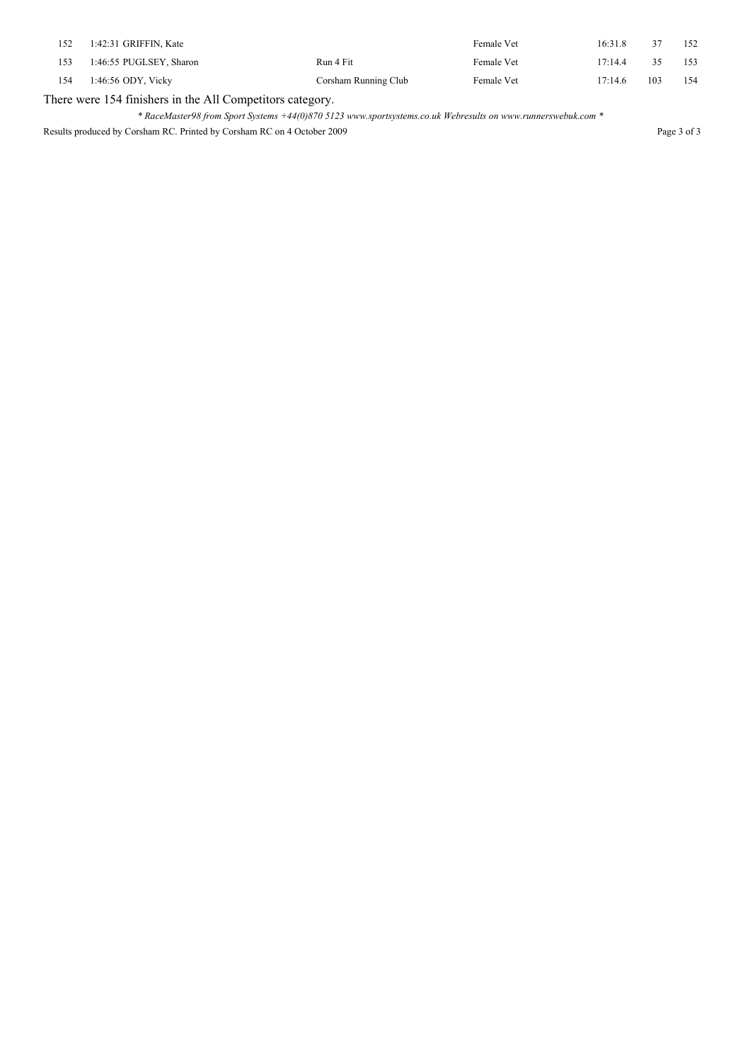| | | | | | | |
|---|---|---|---|---|---|---|
| 152 | 1:42:31 GRIFFIN, Kate | | Female Vet | 16:31.8 | 37 | 152 |
| 153 | 1:46:55 PUGLSEY, Sharon | Run 4 Fit | Female Vet | 17:14.4 | 35 | 153 |
| 154 | 1:46:56 ODY, Vicky | Corsham Running Club | Female Vet | 17:14.6 | 103 | 154 |

There were 154 finishers in the All Competitors category.

*\* RaceMaster98 from Sport Systems +44(0)870 5123 www.sportsystems.co.uk Webresults on www.runnerswebuk.com \**

Results produced by Corsham RC. Printed by Corsham RC on 4 October 2009